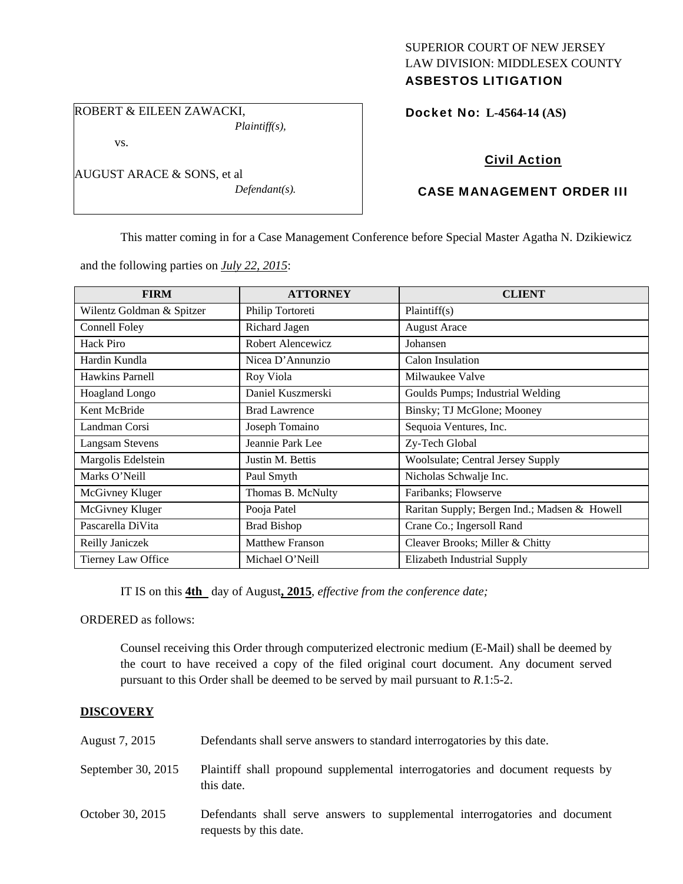SUPERIOR COURT OF NEW JERSEY
LAW DIVISION: MIDDLESEX COUNTY
**ASBESTOS LITIGATION**

ROBERT & EILEEN ZAWACKI,
*Plaintiff(s),*

vs.

AUGUST ARACE & SONS, et al
*Defendant(s).*

**Docket No: L-4564-14 (AS)**

**Civil Action**

**CASE MANAGEMENT ORDER III**

This matter coming in for a Case Management Conference before Special Master Agatha N. Dzikiewicz and the following parties on *July 22, 2015*:

| FIRM | ATTORNEY | CLIENT |
|---|---|---|
| Wilentz Goldman & Spitzer | Philip Tortoreti | Plaintiff(s) |
| Connell Foley | Richard Jagen | August Arace |
| Hack Piro | Robert Alencewicz | Johansen |
| Hardin Kundla | Nicea D'Annunzio | Calon Insulation |
| Hawkins Parnell | Roy Viola | Milwaukee Valve |
| Hoagland Longo | Daniel Kuszmerski | Goulds Pumps; Industrial Welding |
| Kent McBride | Brad Lawrence | Binsky; TJ McGlone; Mooney |
| Landman Corsi | Joseph Tomaino | Sequoia Ventures, Inc. |
| Langsam Stevens | Jeannie Park Lee | Zy-Tech Global |
| Margolis Edelstein | Justin M. Bettis | Woolsulate; Central Jersey Supply |
| Marks O'Neill | Paul Smyth | Nicholas Schwalje Inc. |
| McGivney Kluger | Thomas B. McNulty | Faribanks; Flowserve |
| McGivney Kluger | Pooja Patel | Raritan Supply; Bergen Ind.; Madsen & Howell |
| Pascarella DiVita | Brad Bishop | Crane Co.; Ingersoll Rand |
| Reilly Janiczek | Matthew Franson | Cleaver Brooks; Miller & Chitty |
| Tierney Law Office | Michael O'Neill | Elizabeth Industrial Supply |

IT IS on this **4th** day of August**, 2015**, *effective from the conference date;*

ORDERED as follows:

Counsel receiving this Order through computerized electronic medium (E-Mail) shall be deemed by the court to have received a copy of the filed original court document. Any document served pursuant to this Order shall be deemed to be served by mail pursuant to *R*.1:5-2.

**DISCOVERY**

| | |
|---|---|
| August 7, 2015 | Defendants shall serve answers to standard interrogatories by this date. |
| September 30, 2015 | Plaintiff shall propound supplemental interrogatories and document requests by this date. |
| October 30, 2015 | Defendants shall serve answers to supplemental interrogatories and document requests by this date. |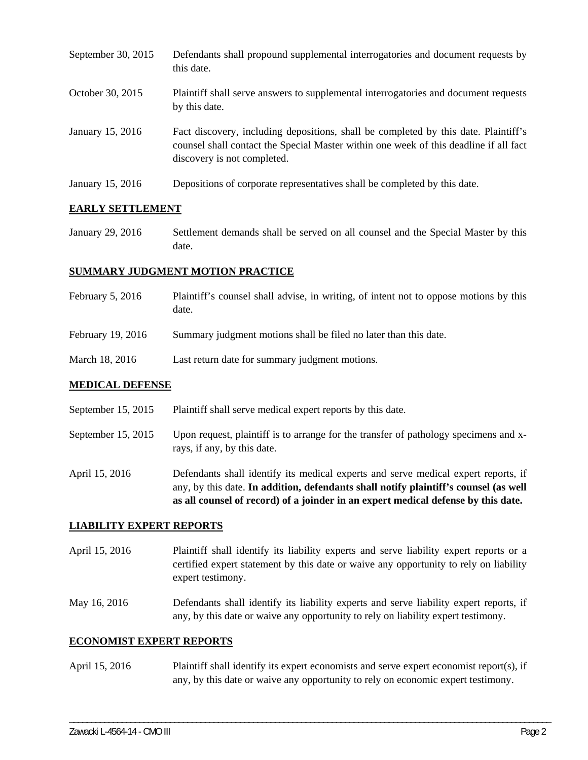| | |
|---|---|
| September 30, 2015 | Defendants shall propound supplemental interrogatories and document requests by this date. |
| October 30, 2015 | Plaintiff shall serve answers to supplemental interrogatories and document requests by this date. |
| January 15, 2016 | Fact discovery, including depositions, shall be completed by this date. Plaintiff's counsel shall contact the Special Master within one week of this deadline if all fact discovery is not completed. |
| January 15, 2016 | Depositions of corporate representatives shall be completed by this date. |

**EARLY SETTLEMENT**

| | |
|---|---|
| January 29, 2016 | Settlement demands shall be served on all counsel and the Special Master by this date. |

**SUMMARY JUDGMENT MOTION PRACTICE**

| | |
|---|---|
| February 5, 2016 | Plaintiff's counsel shall advise, in writing, of intent not to oppose motions by this date. |
| February 19, 2016 | Summary judgment motions shall be filed no later than this date. |
| March 18, 2016 | Last return date for summary judgment motions. |

**MEDICAL DEFENSE**

| | |
|---|---|
| September 15, 2015 | Plaintiff shall serve medical expert reports by this date. |
| September 15, 2015 | Upon request, plaintiff is to arrange for the transfer of pathology specimens and x-rays, if any, by this date. |
| April 15, 2016 | Defendants shall identify its medical experts and serve medical expert reports, if any, by this date. **In addition, defendants shall notify plaintiff's counsel (as well as all counsel of record) of a joinder in an expert medical defense by this date.** |

**LIABILITY EXPERT REPORTS**

| | |
|---|---|
| April 15, 2016 | Plaintiff shall identify its liability experts and serve liability expert reports or a certified expert statement by this date or waive any opportunity to rely on liability expert testimony. |
| May 16, 2016 | Defendants shall identify its liability experts and serve liability expert reports, if any, by this date or waive any opportunity to rely on liability expert testimony. |

**ECONOMIST EXPERT REPORTS**

| | |
|---|---|
| April 15, 2016 | Plaintiff shall identify its expert economists and serve expert economist report(s), if any, by this date or waive any opportunity to rely on economic expert testimony. |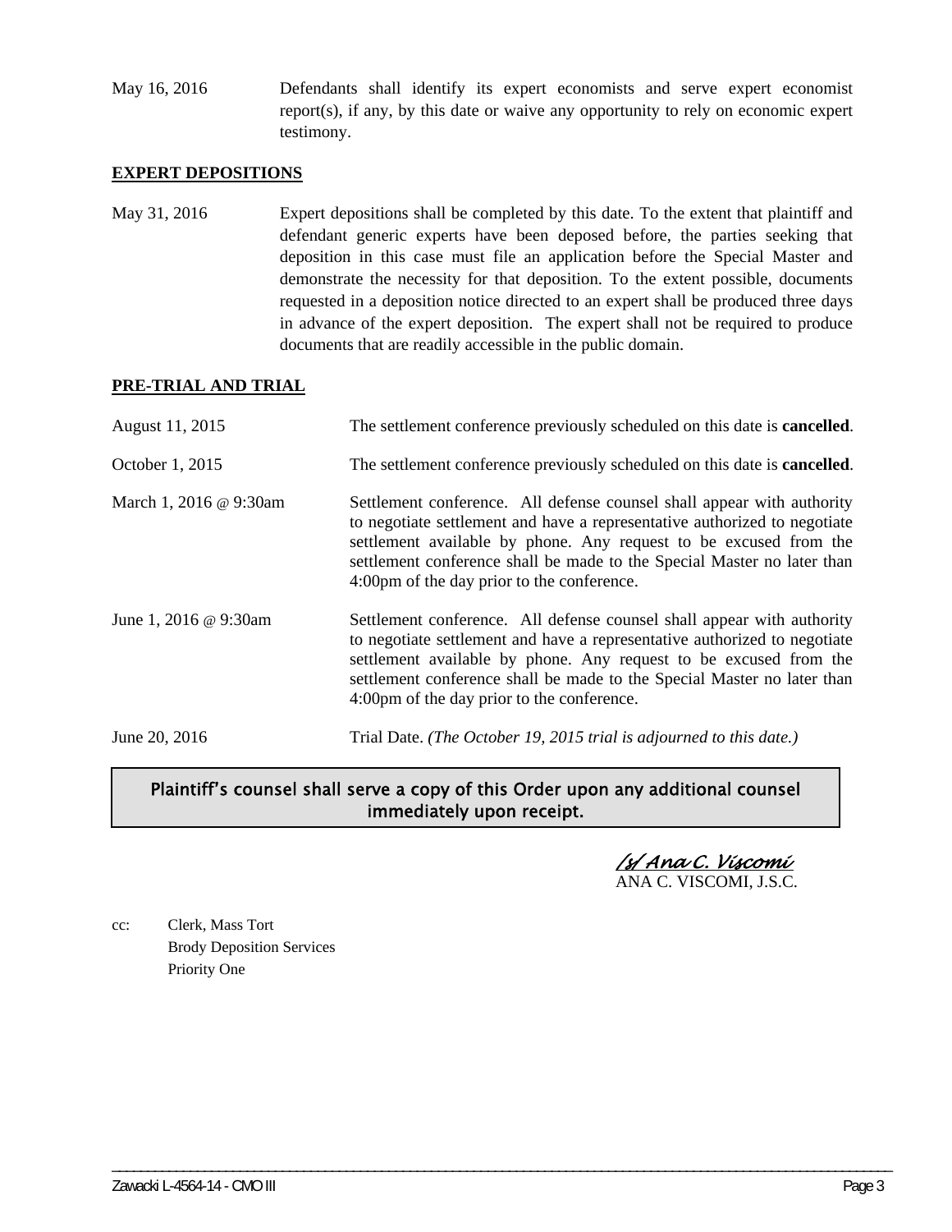May 16, 2016 Defendants shall identify its expert economists and serve expert economist report(s), if any, by this date or waive any opportunity to rely on economic expert testimony.

**EXPERT DEPOSITIONS**

May 31, 2016 Expert depositions shall be completed by this date. To the extent that plaintiff and defendant generic experts have been deposed before, the parties seeking that deposition in this case must file an application before the Special Master and demonstrate the necessity for that deposition. To the extent possible, documents requested in a deposition notice directed to an expert shall be produced three days in advance of the expert deposition. The expert shall not be required to produce documents that are readily accessible in the public domain.

**PRE-TRIAL AND TRIAL**

| | |
|---|---|
| August 11, 2015 | The settlement conference previously scheduled on this date is **cancelled**. |
| October 1, 2015 | The settlement conference previously scheduled on this date is **cancelled**. |
| March 1, 2016 @ 9:30am | Settlement conference. All defense counsel shall appear with authority to negotiate settlement and have a representative authorized to negotiate settlement available by phone. Any request to be excused from the settlement conference shall be made to the Special Master no later than 4:00pm of the day prior to the conference. |
| June 1, 2016 @ 9:30am | Settlement conference. All defense counsel shall appear with authority to negotiate settlement and have a representative authorized to negotiate settlement available by phone. Any request to be excused from the settlement conference shall be made to the Special Master no later than 4:00pm of the day prior to the conference. |
| June 20, 2016 | Trial Date. *(The October 19, 2015 trial is adjourned to this date.)* |

**Plaintiff's counsel shall serve a copy of this Order upon any additional counsel immediately upon receipt.**

*/s/ Ana C. Viscomi*
ANA C. VISCOMI, J.S.C.

cc: Clerk, Mass Tort
Brody Deposition Services
Priority One